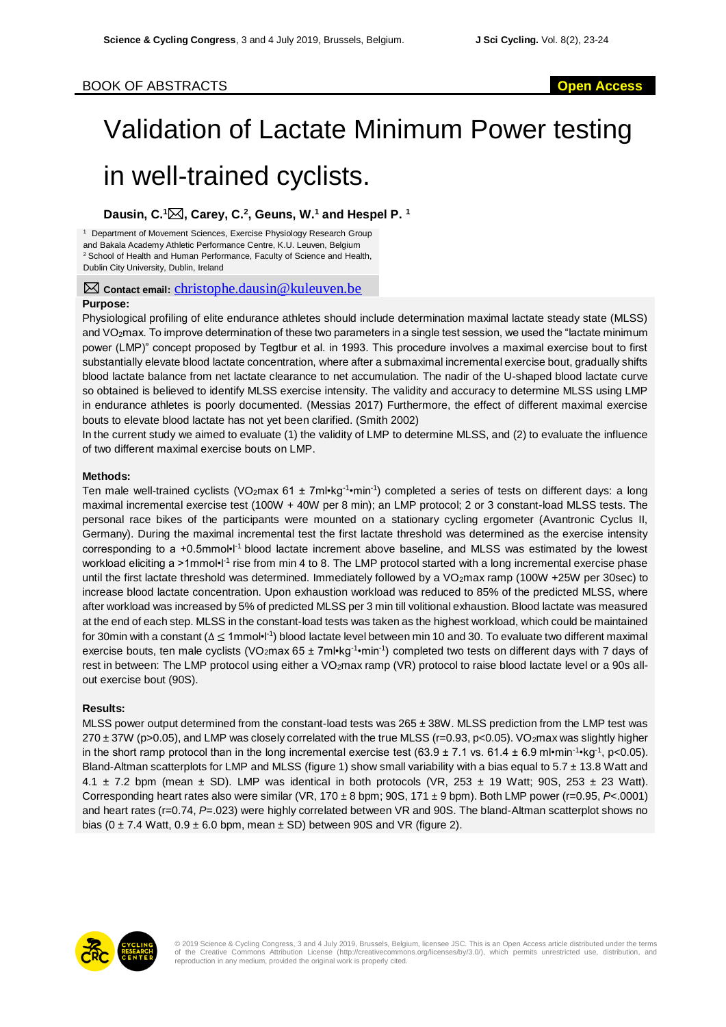BOOK OF ABSTRACTS

Open Access

# Validation of Lactate Minimum Power testing in well-trained cyclists.

**Dausin, C.[1]✉, Carey, C.[2], Geuns, W.[1] and Hespel P. [1]**

[1] Department of Movement Sciences, Exercise Physiology Research Group and Bakala Academy Athletic Performance Centre, K.U. Leuven, Belgium
[2] School of Health and Human Performance, Faculty of Science and Health, Dublin City University, Dublin, Ireland

✉ **Contact email:** christophe.dausin@kuleuven.be

**Purpose:**

Physiological profiling of elite endurance athletes should include determination maximal lactate steady state (MLSS) and $VO_2$max. To improve determination of these two parameters in a single test session, we used the "lactate minimum power (LMP)" concept proposed by Tegtbur et al. in 1993. This procedure involves a maximal exercise bout to first substantially elevate blood lactate concentration, where after a submaximal incremental exercise bout, gradually shifts blood lactate balance from net lactate clearance to net accumulation. The nadir of the U-shaped blood lactate curve so obtained is believed to identify MLSS exercise intensity. The validity and accuracy to determine MLSS using LMP in endurance athletes is poorly documented. (Messias 2017) Furthermore, the effect of different maximal exercise bouts to elevate blood lactate has not yet been clarified. (Smith 2002)

In the current study we aimed to evaluate (1) the validity of LMP to determine MLSS, and (2) to evaluate the influence of two different maximal exercise bouts on LMP.

**Methods:**

Ten male well-trained cyclists ($VO_2$max 61 ± 7ml•kg$^{-1}$•min$^{-1}$) completed a series of tests on different days: a long maximal incremental exercise test (100W + 40W per 8 min); an LMP protocol; 2 or 3 constant-load MLSS tests. The personal race bikes of the participants were mounted on a stationary cycling ergometer (Avantronic Cyclus II, Germany). During the maximal incremental test the first lactate threshold was determined as the exercise intensity corresponding to a +0.5mmol•l$^{-1}$ blood lactate increment above baseline, and MLSS was estimated by the lowest workload eliciting a >1mmol•l$^{-1}$ rise from min 4 to 8. The LMP protocol started with a long incremental exercise phase until the first lactate threshold was determined. Immediately followed by a $VO_2$max ramp (100W +25W per 30sec) to increase blood lactate concentration. Upon exhaustion workload was reduced to 85% of the predicted MLSS, where after workload was increased by 5% of predicted MLSS per 3 min till volitional exhaustion. Blood lactate was measured at the end of each step. MLSS in the constant-load tests was taken as the highest workload, which could be maintained for 30min with a constant ($\Delta \leq$ 1mmol•l$^{-1}$) blood lactate level between min 10 and 30. To evaluate two different maximal exercise bouts, ten male cyclists ($VO_2$max 65 ± 7ml•kg$^{-1}$•min$^{-1}$) completed two tests on different days with 7 days of rest in between: The LMP protocol using either a $VO_2$max ramp (VR) protocol to raise blood lactate level or a 90s all-out exercise bout (90S).

**Results:**

MLSS power output determined from the constant-load tests was 265 ± 38W. MLSS prediction from the LMP test was 270 ± 37W ($p$>0.05), and LMP was closely correlated with the true MLSS (r=0.93, $p$<0.05). $VO_2$max was slightly higher in the short ramp protocol than in the long incremental exercise test (63.9 ± 7.1 vs. 61.4 ± 6.9 ml•min$^{-1}$•kg$^{-1}$, $p$<0.05). Bland-Altman scatterplots for LMP and MLSS (figure 1) show small variability with a bias equal to 5.7 ± 13.8 Watt and 4.1 ± 7.2 bpm (mean ± SD). LMP was identical in both protocols (VR, 253 ± 19 Watt; 90S, 253 ± 23 Watt). Corresponding heart rates also were similar (VR, 170 ± 8 bpm; 90S, 171 ± 9 bpm). Both LMP power (r=0.95, $P$<.0001) and heart rates (r=0.74, $P$=.023) were highly correlated between VR and 90S. The bland-Altman scatterplot shows no bias (0 ± 7.4 Watt, 0.9 ± 6.0 bpm, mean ± SD) between 90S and VR (figure 2).

© 2019 Science & Cycling Congress, 3 and 4 July 2019, Brussels, Belgium, licensee JSC. This is an Open Access article distributed under the terms of the Creative Commons Attribution License (http://creativecommons.org/licenses/by/3.0/), which permits unrestricted use, distribution, and reproduction in any medium, provided the original work is properly cited.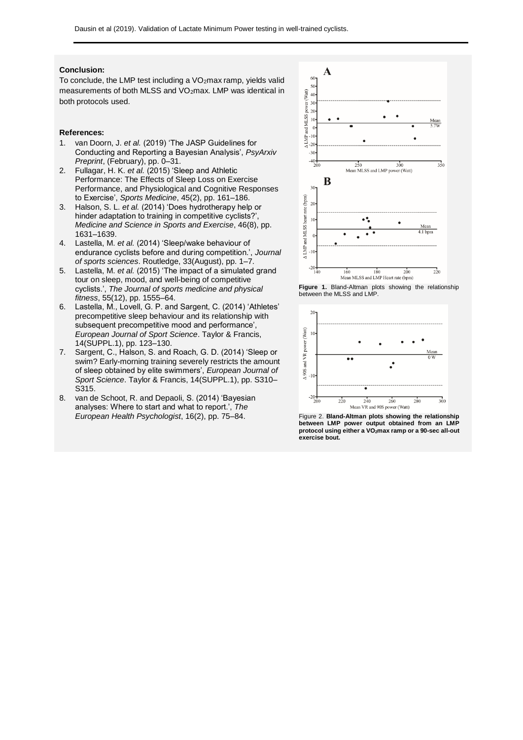**Conclusion:**

To conclude, the LMP test including a $VO_2$max ramp, yields valid measurements of both MLSS and $VO_2$max. LMP was identical in both protocols used.

**References:**

1. van Doorn, J. *et al.* (2019) 'The JASP Guidelines for Conducting and Reporting a Bayesian Analysis', *PsyArxiv Preprint*, (February), pp. 0–31.
2. Fullagar, H. K. *et al.* (2015) 'Sleep and Athletic Performance: The Effects of Sleep Loss on Exercise Performance, and Physiological and Cognitive Responses to Exercise', *Sports Medicine*, 45(2), pp. 161–186.
3. Halson, S. L. *et al.* (2014) 'Does hydrotherapy help or hinder adaptation to training in competitive cyclists?', *Medicine and Science in Sports and Exercise*, 46(8), pp. 1631–1639.
4. Lastella, M. *et al.* (2014) 'Sleep/wake behaviour of endurance cyclists before and during competition.', *Journal of sports sciences*. Routledge, 33(August), pp. 1–7.
5. Lastella, M. *et al.* (2015) 'The impact of a simulated grand tour on sleep, mood, and well-being of competitive cyclists.', *The Journal of sports medicine and physical fitness*, 55(12), pp. 1555–64.
6. Lastella, M., Lovell, G. P. and Sargent, C. (2014) 'Athletes' precompetitive sleep behaviour and its relationship with subsequent precompetitive mood and performance', *European Journal of Sport Science*. Taylor & Francis, 14(SUPPL.1), pp. 123–130.
7. Sargent, C., Halson, S. and Roach, G. D. (2014) 'Sleep or swim? Early-morning training severely restricts the amount of sleep obtained by elite swimmers', *European Journal of Sport Science*. Taylor & Francis, 14(SUPPL.1), pp. S310–S315.
8. van de Schoot, R. and Depaoli, S. (2014) 'Bayesian analyses: Where to start and what to report.', *The European Health Psychologist*, 16(2), pp. 75–84.

A

Δ LMP and MLSS power (Watt)

Mean
5.7W

Mean MLSS and LMP power (Watt)

B

Δ LMP and MLSS heart rate (bpm)

Mean
4.1 bpm

Mean MLSS and LMP Heart rate (bpm)

**Figure 1.** Bland-Altman plots showing the relationship between the MLSS and LMP.

Δ 90S and VR power (Watt)

Mean
0 W

Mean VR and 90S power (Watt)

Figure 2. **Bland-Altman plots showing the relationship between LMP power output obtained from an LMP protocol using either a $VO_2$max ramp or a 90-sec all-out exercise bout.**